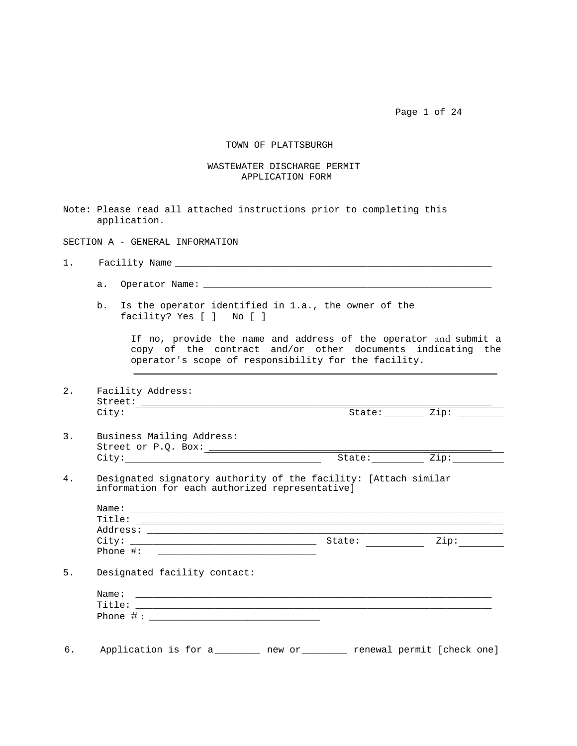# TOWN OF PLATTSBURGH

## WASTEWATER DISCHARGE PERMIT APPLICATION FORM

Note: Please read all attached instructions prior to completing this application.

### SECTION A - GENERAL INFORMATION

1. Facility Name ____________________________________________________________

   a. Operator Name: ______________________________________________________

   b. Is the operator identified in 1.a., the owner of the facility? Yes [ ]   No [ ]

      If no, provide the name and address of the operator and submit a copy of the contract and/or other documents indicating the operator's scope of responsibility for the facility.

      ____________________________________________________________

2. Facility Address:
   Street: ____________________________________________________________
   City: ______________________________ State: _______ Zip: ________

3. Business Mailing Address:
   Street or P.O. Box: ______________________________________________
   City: ______________________________ State: _________ Zip: _________

4. Designated signatory authority of the facility: [Attach similar information for each authorized representative]

   Name: ____________________________________________________________
   Title: ____________________________________________________________
   Address: __________________________________________________________
   City: ______________________________ State: __________ Zip: ________
   Phone #: ____________________________

5. Designated facility contact:

   Name: ____________________________________________________________
   Title: ____________________________________________________________
   Phone #: ______________________________

6. Application is for a ________ new or ________ renewal permit [check one]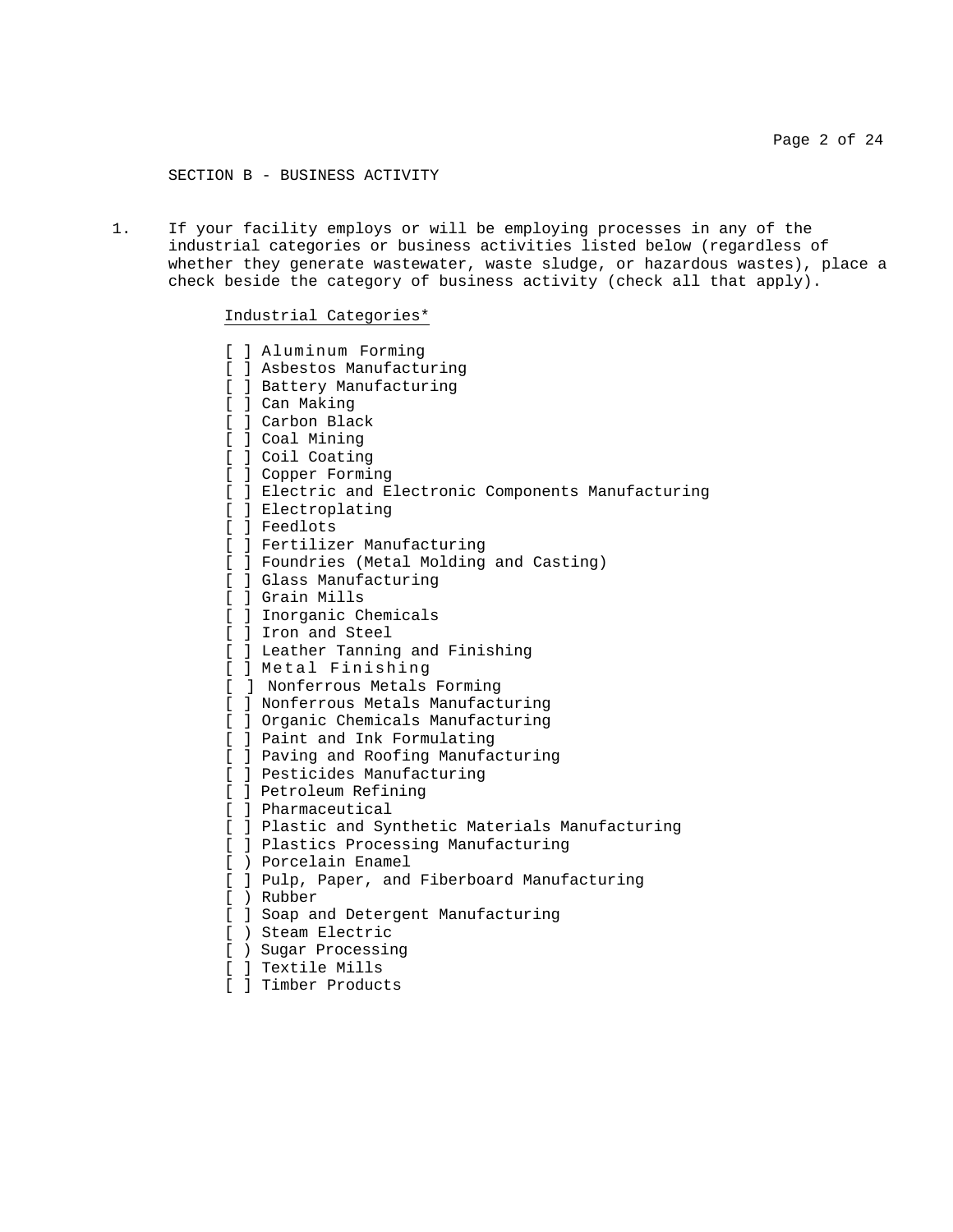SECTION B - BUSINESS ACTIVITY

1. If your facility employs or will be employing processes in any of the industrial categories or business activities listed below (regardless of whether they generate wastewater, waste sludge, or hazardous wastes), place a check beside the category of business activity (check all that apply).

Industrial Categories*

[ ] Aluminum Forming
[ ] Asbestos Manufacturing
[ ] Battery Manufacturing
[ ] Can Making
[ ] Carbon Black
[ ] Coal Mining
[ ] Coil Coating
[ ] Copper Forming
[ ] Electric and Electronic Components Manufacturing
[ ] Electroplating
[ ] Feedlots
[ ] Fertilizer Manufacturing
[ ] Foundries (Metal Molding and Casting)
[ ] Glass Manufacturing
[ ] Grain Mills
[ ] Inorganic Chemicals
[ ] Iron and Steel
[ ] Leather Tanning and Finishing
[ ] Metal Finishing
[ ] Nonferrous Metals Forming
[ ] Nonferrous Metals Manufacturing
[ ] Organic Chemicals Manufacturing
[ ] Paint and Ink Formulating
[ ] Paving and Roofing Manufacturing
[ ] Pesticides Manufacturing
[ ] Petroleum Refining
[ ] Pharmaceutical
[ ] Plastic and Synthetic Materials Manufacturing
[ ] Plastics Processing Manufacturing
[ ) Porcelain Enamel
[ ] Pulp, Paper, and Fiberboard Manufacturing
[ ) Rubber
[ ] Soap and Detergent Manufacturing
[ ) Steam Electric
[ ) Sugar Processing
[ ] Textile Mills
[ ] Timber Products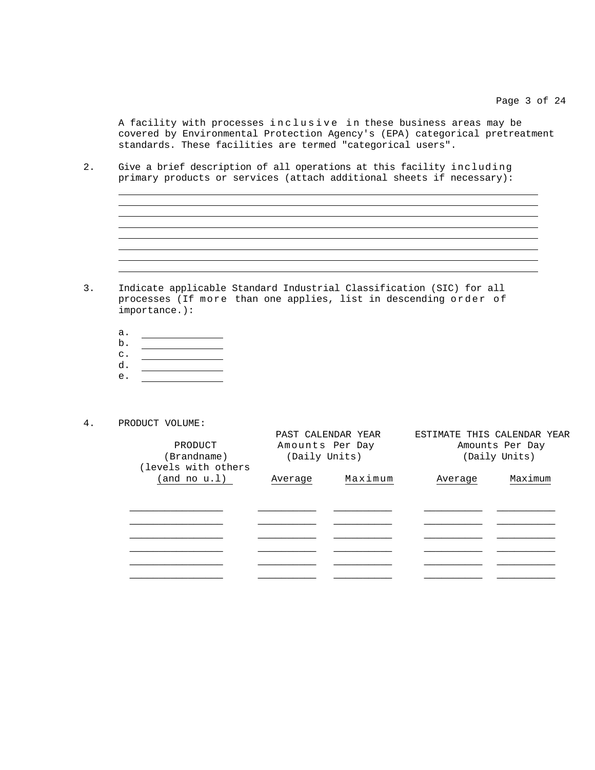A facility with processes inclusive in these business areas may be covered by Environmental Protection Agency's (EPA) categorical pretreatment standards. These facilities are termed "categorical users".

2. Give a brief description of all operations at this facility including primary products or services (attach additional sheets if necessary):

______________________________________________________________________
______________________________________________________________________
______________________________________________________________________
______________________________________________________________________
______________________________________________________________________
______________________________________________________________________
______________________________________________________________________
______________________________________________________________________

3. Indicate applicable Standard Industrial Classification (SIC) for all processes (If more than one applies, list in descending order of importance.):

   a. ______________
   b. ______________
   c. ______________
   d. ______________
   e. ______________

4. PRODUCT VOLUME:

| PRODUCT (Brandname) (levels with others (and no u.l) | PAST CALENDAR YEAR Amounts Per Day (Daily Units) | | ESTIMATE THIS CALENDAR YEAR Amounts Per Day (Daily Units) | |
|---|---|---|---|---|
| | Average | Maximum | Average | Maximum |
| | | | | |
| | | | | |
| | | | | |
| | | | | |
| | | | | |
| | | | | |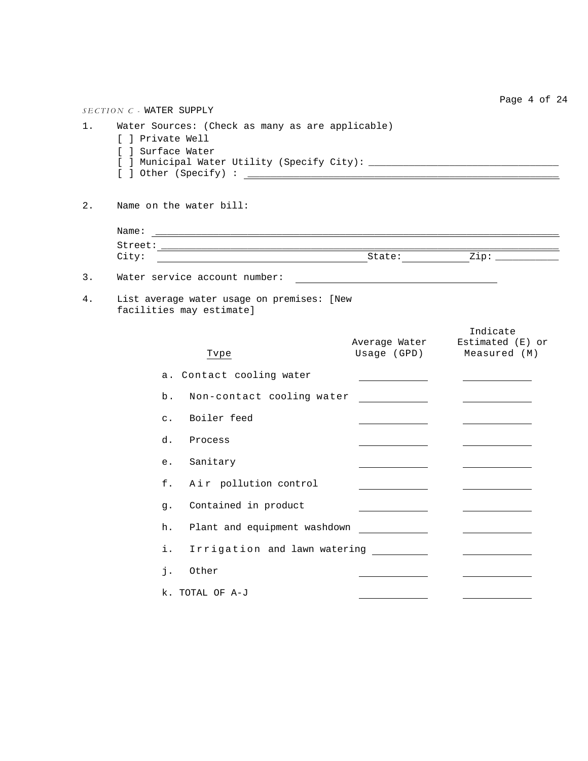## *SECTION C* - WATER SUPPLY

1. Water Sources: (Check as many as are applicable)
   - [ ] Private Well
   - [ ] Surface Water
   - [ ] Municipal Water Utility (Specify City): ______________________
   - [ ] Other (Specify) : ______________________

2. Name on the water bill:

   Name: ______________________
   Street: ______________________
   City: ______________ State: ________ Zip: ________

3. Water service account number: ______________________

4. List average water usage on premises: [New facilities may estimate]

| Type | Average Water Usage (GPD) | Indicate Estimated (E) or Measured (M) |
|---|---|---|
| a. Contact cooling water | | |
| b. Non-contact cooling water | | |
| c. Boiler feed | | |
| d. Process | | |
| e. Sanitary | | |
| f. Air pollution control | | |
| g. Contained in product | | |
| h. Plant and equipment washdown | | |
| i. Irrigation and lawn watering | | |
| j. Other | | |
| k. TOTAL OF A-J | | |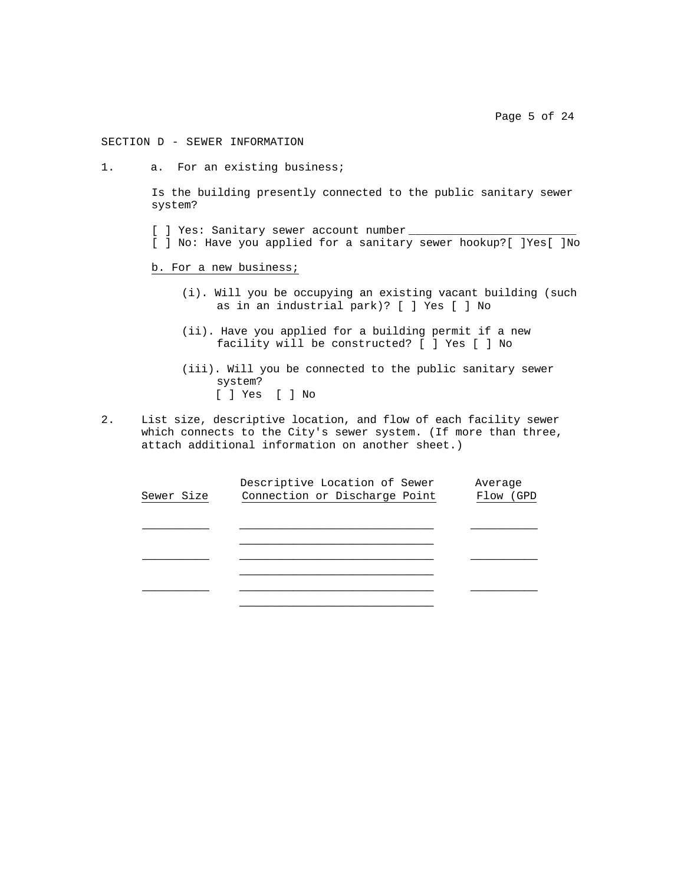## SECTION D - SEWER INFORMATION

1. a. For an existing business;

   Is the building presently connected to the public sanitary sewer system?

   [ ] Yes: Sanitary sewer account number ________________________
   [ ] No: Have you applied for a sanitary sewer hookup?[ ]Yes[ ]No

   b. For a new business;

   (i). Will you be occupying an existing vacant building (such as in an industrial park)? [ ] Yes [ ] No

   (ii). Have you applied for a building permit if a new facility will be constructed? [ ] Yes [ ] No

   (iii). Will you be connected to the public sanitary sewer system?
   [ ] Yes [ ] No

2. List size, descriptive location, and flow of each facility sewer which connects to the City's sewer system. (If more than three, attach additional information on another sheet.)

| Sewer Size | Descriptive Location of Sewer Connection or Discharge Point | Average Flow (GPD |
|---|---|---|
| __________ | ____________________________ | __________ |
| | ____________________________ | |
| __________ | ____________________________ | __________ |
| | ____________________________ | |
| __________ | ____________________________ | __________ |
| | ____________________________ | |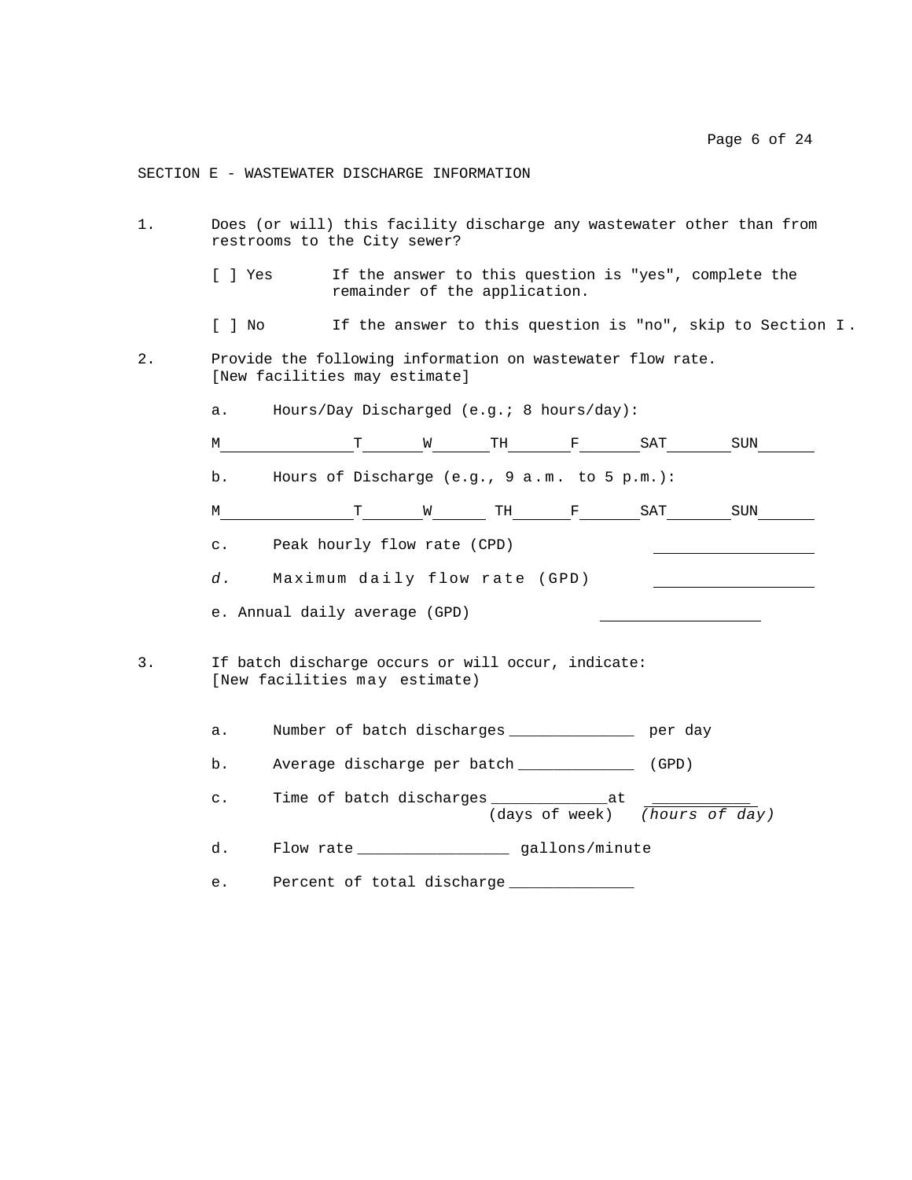## SECTION E - WASTEWATER DISCHARGE INFORMATION

1. Does (or will) this facility discharge any wastewater other than from restrooms to the City sewer?

   [ ] Yes — If the answer to this question is "yes", complete the remainder of the application.

   [ ] No — If the answer to this question is "no", skip to Section I .

2. Provide the following information on wastewater flow rate. [New facilities may estimate]

   a. Hours/Day Discharged (e.g.; 8 hours/day):

   M_______________ T_______ W______ TH_______ F_______ SAT_______ SUN_______

   b. Hours of Discharge (e.g., 9 a.m. to 5 p.m.):

   M_______________ T_______ W______ TH_______ F_______ SAT_______ SUN_______

   c. Peak hourly flow rate (CPD) __________________

   *d.* Maximum daily flow rate (GPD) __________________

   e. Annual daily average (GPD) __________________

3. If batch discharge occurs or will occur, indicate: [New facilities may estimate)

   a. Number of batch discharges ______________ per day

   b. Average discharge per batch _____________ (GPD)

   c. Time of batch discharges _____________ at ___________
      (days of week) *(hours of day)*

   d. Flow rate ________________ gallons/minute

   e. Percent of total discharge ______________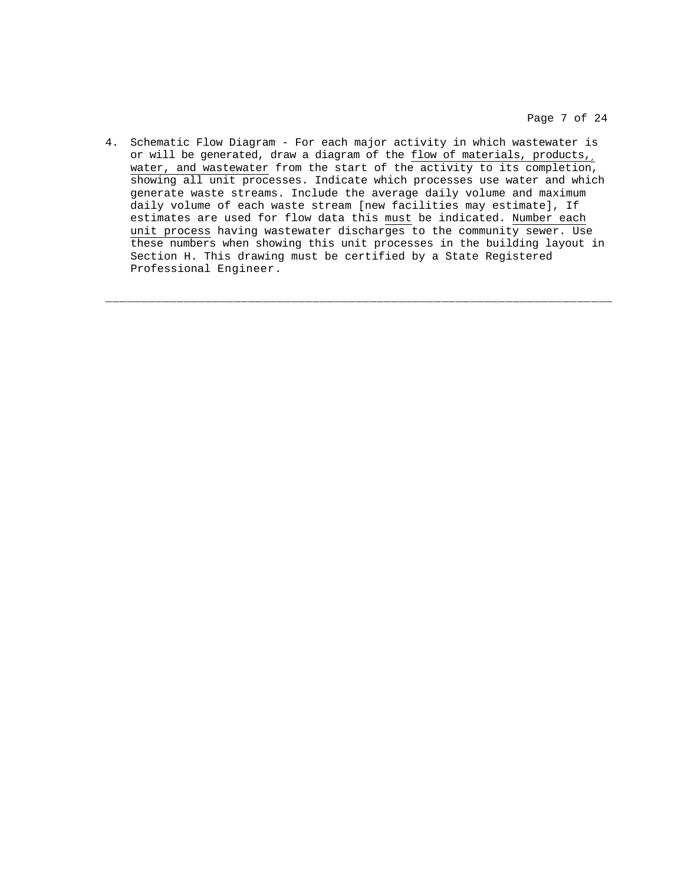4. Schematic Flow Diagram - For each major activity in which wastewater is or will be generated, draw a diagram of the flow of materials, products, water, and wastewater from the start of the activity to its completion, showing all unit processes. Indicate which processes use water and which generate waste streams. Include the average daily volume and maximum daily volume of each waste stream [new facilities may estimate], If estimates are used for flow data this must be indicated. Number each unit process having wastewater discharges to the community sewer. Use these numbers when showing this unit processes in the building layout in Section H. This drawing must be certified by a State Registered Professional Engineer.

---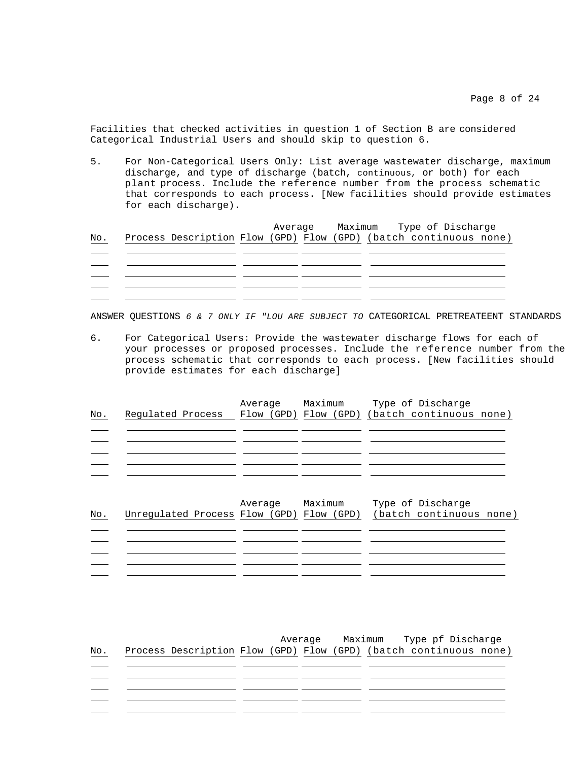Facilities that checked activities in question 1 of Section B are considered Categorical Industrial Users and should skip to question 6.

5. For Non-Categorical Users Only: List average wastewater discharge, maximum discharge, and type of discharge (batch, continuous, or both) for each plant process. Include the reference number from the process schematic that corresponds to each process. [New facilities should provide estimates for each discharge).

| No. | Process Description | Average Flow (GPD) | Maximum Flow (GPD) | Type of Discharge (batch continuous none) |
|---|---|---|---|---|
| | | | | |
| | | | | |
| | | | | |
| | | | | |
| | | | | |

ANSWER QUESTIONS *6 & 7 ONLY IF "LOU ARE SUBJECT TO* CATEGORICAL PRETREATEENT STANDARDS

6. For Categorical Users: Provide the wastewater discharge flows for each of your processes or proposed processes. Include the reference number from the process schematic that corresponds to each process. [New facilities should provide estimates for each discharge]

| No. | Regulated Process | Average Flow (GPD) | Maximum Flow (GPD) | Type of Discharge (batch continuous none) |
|---|---|---|---|---|
| | | | | |
| | | | | |
| | | | | |
| | | | | |
| | | | | |

| No. | Unregulated Process | Average Flow (GPD) | Maximum Flow (GPD) | Type of Discharge (batch continuous none) |
|---|---|---|---|---|
| | | | | |
| | | | | |
| | | | | |
| | | | | |
| | | | | |

| No. | Process Description | Average Flow (GPD) | Maximum Flow (GPD) | Type pf Discharge (batch continuous none) |
|---|---|---|---|---|
| | | | | |
| | | | | |
| | | | | |
| | | | | |
| | | | | |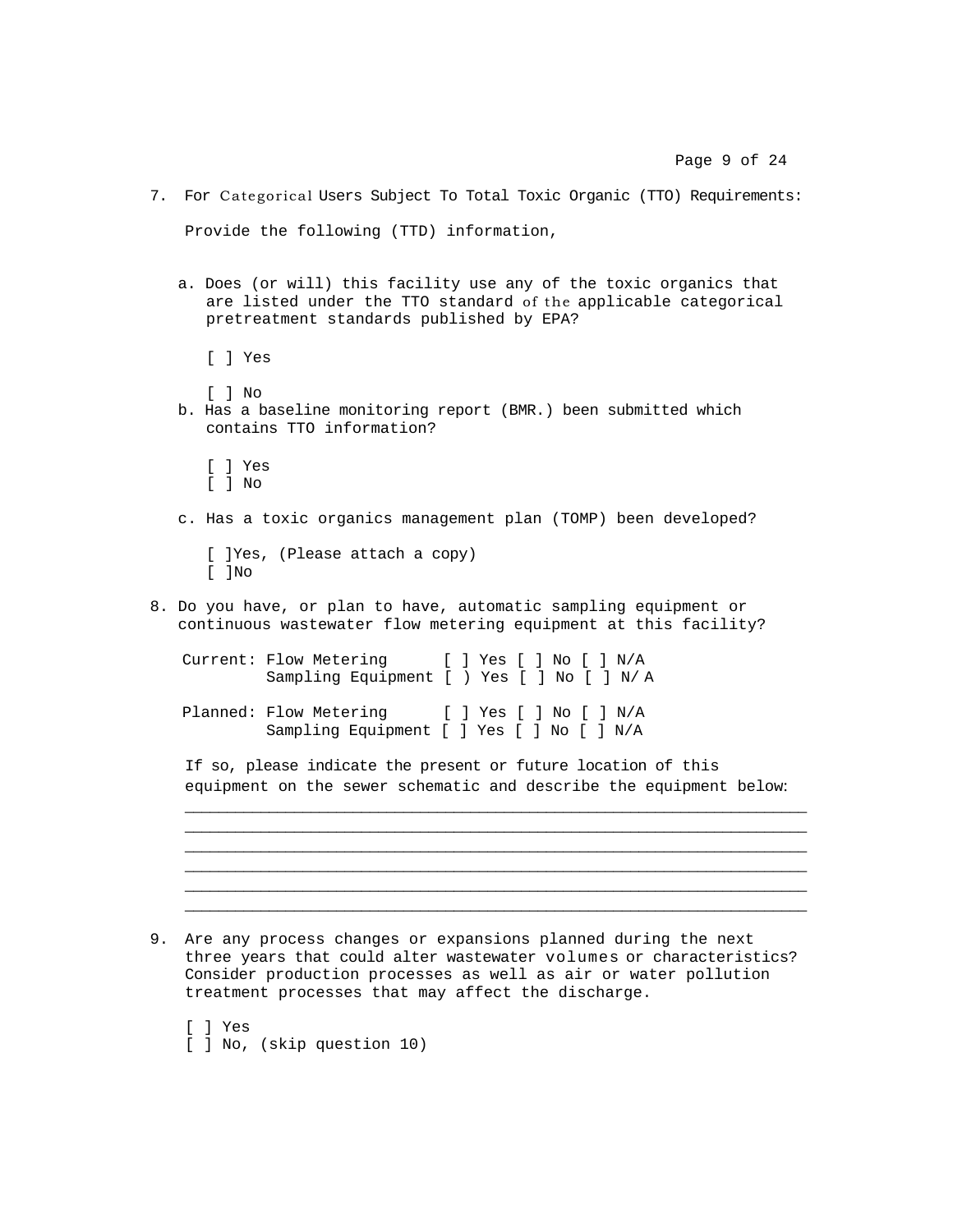7. For Categorical Users Subject To Total Toxic Organic (TTO) Requirements:

   Provide the following (TTD) information,

   a. Does (or will) this facility use any of the toxic organics that are listed under the TTO standard of the applicable categorical pretreatment standards published by EPA?

      [ ] Yes

      [ ] No

   b. Has a baseline monitoring report (BMR.) been submitted which contains TTO information?

      [ ] Yes
      [ ] No

   c. Has a toxic organics management plan (TOMP) been developed?

      [ ]Yes, (Please attach a copy)
      [ ]No

8. Do you have, or plan to have, automatic sampling equipment or continuous wastewater flow metering equipment at this facility?

   Current: Flow Metering [ ] Yes [ ] No [ ] N/A
            Sampling Equipment [ ) Yes [ ] No [ ] N/ A

   Planned: Flow Metering [ ] Yes [ ] No [ ] N/A
            Sampling Equipment [ ] Yes [ ] No [ ] N/A

   If so, please indicate the present or future location of this equipment on the sewer schematic and describe the equipment below:

   ___________________________________________________________________
   ___________________________________________________________________
   ___________________________________________________________________
   ___________________________________________________________________
   ___________________________________________________________________
   ___________________________________________________________________

9. Are any process changes or expansions planned during the next three years that could alter wastewater volumes or characteristics? Consider production processes as well as air or water pollution treatment processes that may affect the discharge.

   [ ] Yes
   [ ] No, (skip question 10)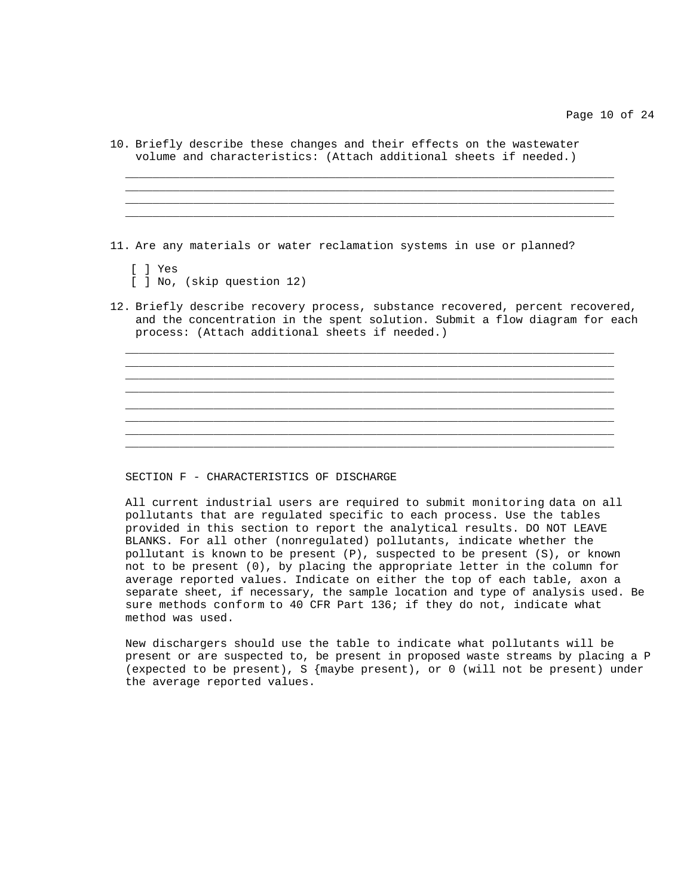10. Briefly describe these changes and their effects on the wastewater volume and characteristics: (Attach additional sheets if needed.)

_______________________________________________________________________________
_______________________________________________________________________________
_______________________________________________________________________________
_______________________________________________________________________________

11. Are any materials or water reclamation systems in use or planned?

    [ ] Yes
    [ ] No, (skip question 12)

12. Briefly describe recovery process, substance recovered, percent recovered, and the concentration in the spent solution. Submit a flow diagram for each process: (Attach additional sheets if needed.)

_______________________________________________________________________________
_______________________________________________________________________________
_______________________________________________________________________________
_______________________________________________________________________________
_______________________________________________________________________________
_______________________________________________________________________________
_______________________________________________________________________________
_______________________________________________________________________________

## SECTION F - CHARACTERISTICS OF DISCHARGE

All current industrial users are required to submit monitoring data on all pollutants that are regulated specific to each process. Use the tables provided in this section to report the analytical results. DO NOT LEAVE BLANKS. For all other (nonregulated) pollutants, indicate whether the pollutant is known to be present (P), suspected to be present (S), or known not to be present (0), by placing the appropriate letter in the column for average reported values. Indicate on either the top of each table, axon a separate sheet, if necessary, the sample location and type of analysis used. Be sure methods conform to 40 CFR Part 136; if they do not, indicate what method was used.

New dischargers should use the table to indicate what pollutants will be present or are suspected to, be present in proposed waste streams by placing a P (expected to be present), S {maybe present), or 0 (will not be present) under the average reported values.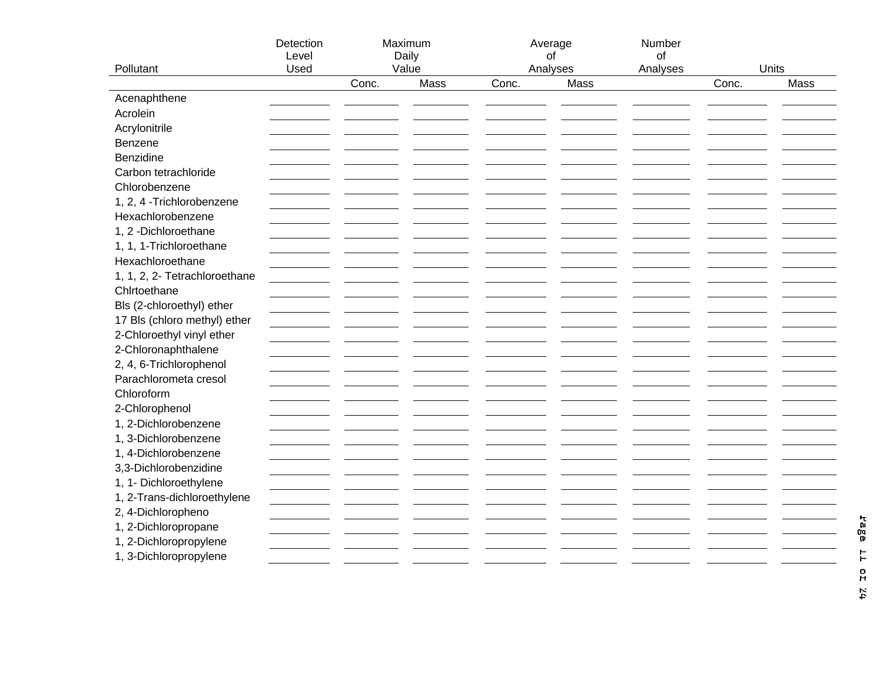| Pollutant | Detection Level Used | Maximum Daily Value | | Average of Analyses | | Number of Analyses | Units | |
|---|---|---|---|---|---|---|---|---|
| | | Conc. | Mass | Conc. | Mass | | Conc. | Mass |
| Acenaphthene | | | | | | | | |
| Acrolein | | | | | | | | |
| Acrylonitrile | | | | | | | | |
| Benzene | | | | | | | | |
| Benzidine | | | | | | | | |
| Carbon tetrachloride | | | | | | | | |
| Chlorobenzene | | | | | | | | |
| 1, 2, 4 -Trichlorobenzene | | | | | | | | |
| Hexachlorobenzene | | | | | | | | |
| 1, 2 -Dichloroethane | | | | | | | | |
| 1, 1, 1-Trichloroethane | | | | | | | | |
| Hexachloroethane | | | | | | | | |
| 1, 1, 2, 2- Tetrachloroethane | | | | | | | | |
| Chlrtoethane | | | | | | | | |
| Bls (2-chloroethyl) ether | | | | | | | | |
| 17 Bls (chloro methyl) ether | | | | | | | | |
| 2-Chloroethyl vinyl ether | | | | | | | | |
| 2-Chloronaphthalene | | | | | | | | |
| 2, 4, 6-Trichlorophenol | | | | | | | | |
| Parachlorometa cresol | | | | | | | | |
| Chloroform | | | | | | | | |
| 2-Chlorophenol | | | | | | | | |
| 1, 2-Dichlorobenzene | | | | | | | | |
| 1, 3-Dichlorobenzene | | | | | | | | |
| 1, 4-Dichlorobenzene | | | | | | | | |
| 3,3-Dichlorobenzidine | | | | | | | | |
| 1, 1- Dichloroethylene | | | | | | | | |
| 1, 2-Trans-dichloroethylene | | | | | | | | |
| 2, 4-Dichloropheno | | | | | | | | |
| 1, 2-Dichloropropane | | | | | | | | |
| 1, 2-Dichloropropylene | | | | | | | | |
| 1, 3-Dichloropropylene | | | | | | | | |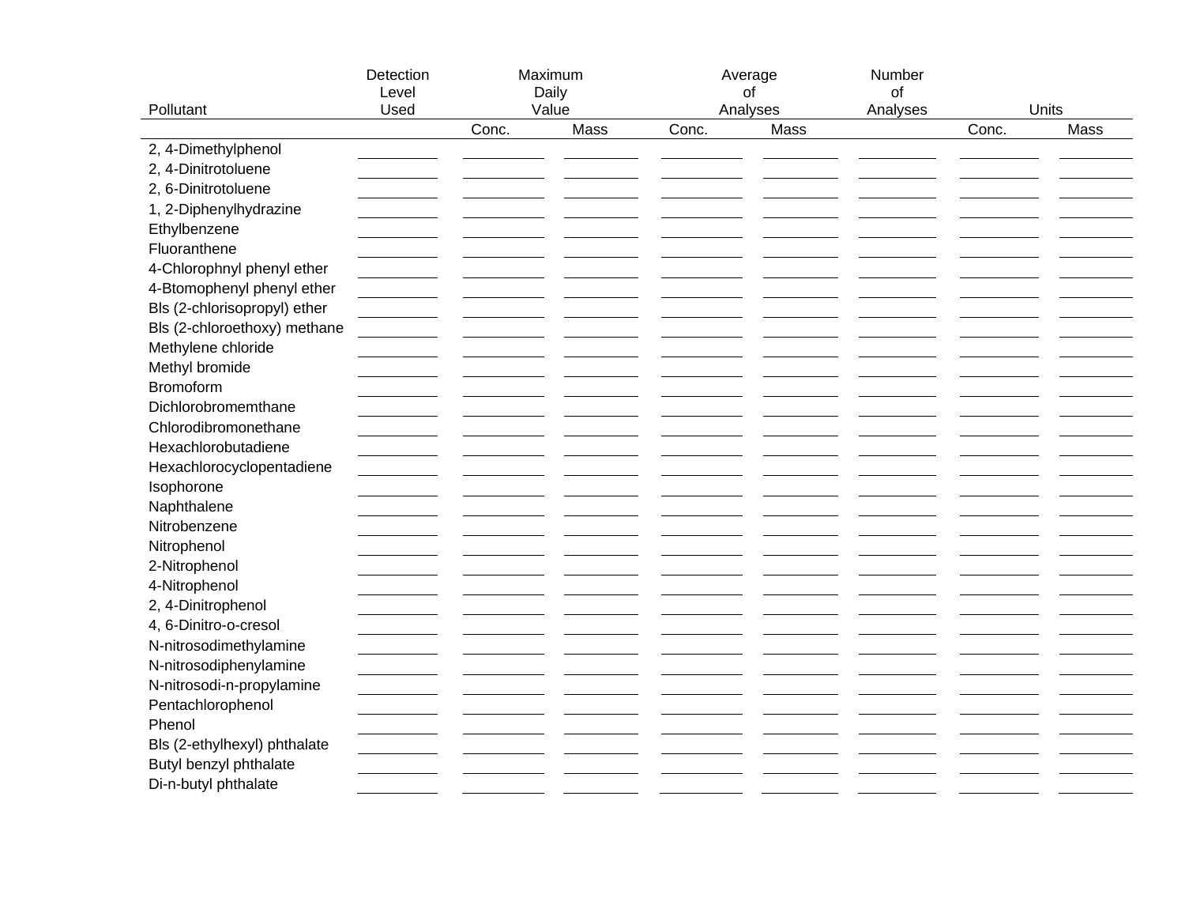| Pollutant | Detection Level Used | Maximum Daily Value | | Average of Analyses | | Number of Analyses | Units | |
|---|---|---|---|---|---|---|---|---|
| | | Conc. | Mass | Conc. | Mass | | Conc. | Mass |
| 2, 4-Dimethylphenol | | | | | | | | |
| 2, 4-Dinitrotoluene | | | | | | | | |
| 2, 6-Dinitrotoluene | | | | | | | | |
| 1, 2-Diphenylhydrazine | | | | | | | | |
| Ethylbenzene | | | | | | | | |
| Fluoranthene | | | | | | | | |
| 4-Chlorophnyl phenyl ether | | | | | | | | |
| 4-Btomophenyl phenyl ether | | | | | | | | |
| Bls (2-chlorisopropyl) ether | | | | | | | | |
| Bls (2-chloroethoxy) methane | | | | | | | | |
| Methylene chloride | | | | | | | | |
| Methyl bromide | | | | | | | | |
| Bromoform | | | | | | | | |
| Dichlorobromemthane | | | | | | | | |
| Chlorodibromonethane | | | | | | | | |
| Hexachlorobutadiene | | | | | | | | |
| Hexachlorocyclopentadiene | | | | | | | | |
| Isophorone | | | | | | | | |
| Naphthalene | | | | | | | | |
| Nitrobenzene | | | | | | | | |
| Nitrophenol | | | | | | | | |
| 2-Nitrophenol | | | | | | | | |
| 4-Nitrophenol | | | | | | | | |
| 2, 4-Dinitrophenol | | | | | | | | |
| 4, 6-Dinitro-o-cresol | | | | | | | | |
| N-nitrosodimethylamine | | | | | | | | |
| N-nitrosodiphenylamine | | | | | | | | |
| N-nitrosodi-n-propylamine | | | | | | | | |
| Pentachlorophenol | | | | | | | | |
| Phenol | | | | | | | | |
| Bls (2-ethylhexyl) phthalate | | | | | | | | |
| Butyl benzyl phthalate | | | | | | | | |
| Di-n-butyl phthalate | | | | | | | | |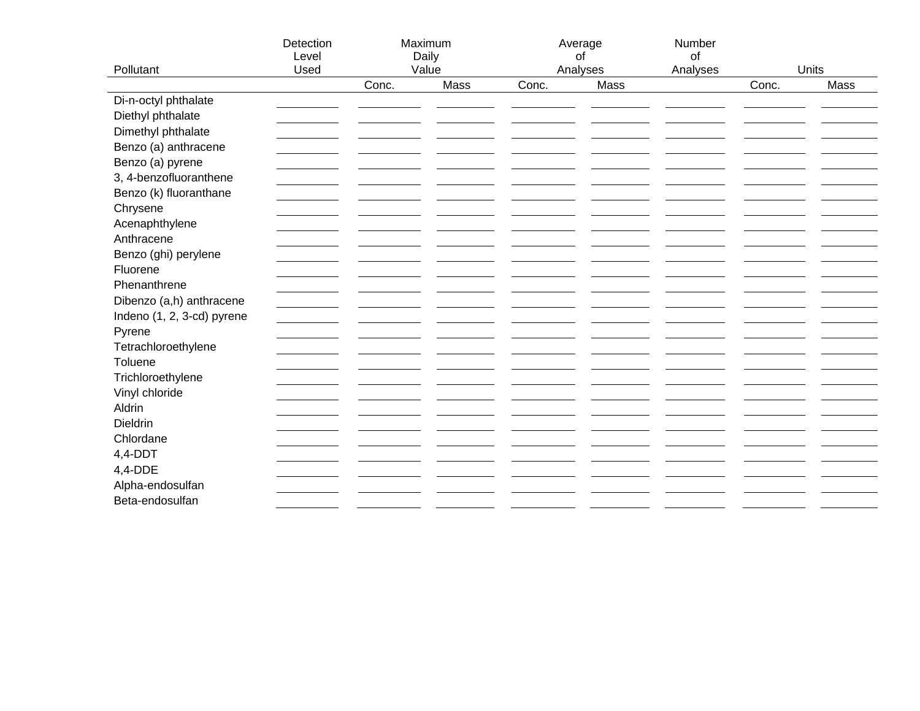| Pollutant | Detection Level Used | Maximum Daily Value | | Average of Analyses | | Number of Analyses | Units | |
|---|---|---|---|---|---|---|---|---|
| | | Conc. | Mass | Conc. | Mass | | Conc. | Mass |
| Di-n-octyl phthalate | | | | | | | | |
| Diethyl phthalate | | | | | | | | |
| Dimethyl phthalate | | | | | | | | |
| Benzo (a) anthracene | | | | | | | | |
| Benzo (a) pyrene | | | | | | | | |
| 3, 4-benzofluoranthene | | | | | | | | |
| Benzo (k) fluoranthane | | | | | | | | |
| Chrysene | | | | | | | | |
| Acenaphthylene | | | | | | | | |
| Anthracene | | | | | | | | |
| Benzo (ghi) perylene | | | | | | | | |
| Fluorene | | | | | | | | |
| Phenanthrene | | | | | | | | |
| Dibenzo (a,h) anthracene | | | | | | | | |
| Indeno (1, 2, 3-cd) pyrene | | | | | | | | |
| Pyrene | | | | | | | | |
| Tetrachloroethylene | | | | | | | | |
| Toluene | | | | | | | | |
| Trichloroethylene | | | | | | | | |
| Vinyl chloride | | | | | | | | |
| Aldrin | | | | | | | | |
| Dieldrin | | | | | | | | |
| Chlordane | | | | | | | | |
| 4,4-DDT | | | | | | | | |
| 4,4-DDE | | | | | | | | |
| Alpha-endosulfan | | | | | | | | |
| Beta-endosulfan | | | | | | | | |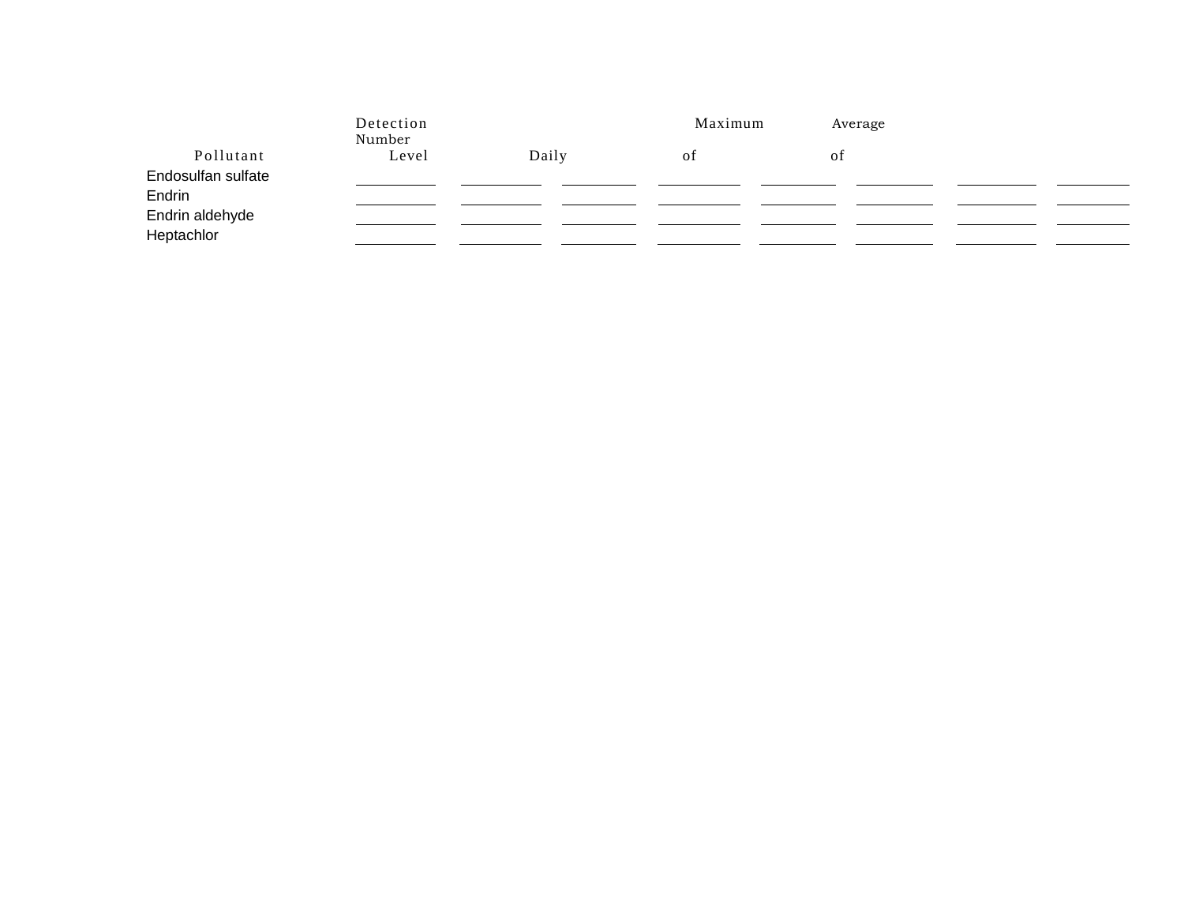| Pollutant | Detection Number Level | Daily | | Maximum of | Average of | | | |
|---|---|---|---|---|---|---|---|---|
| Endosulfan sulfate | | | | | | | | |
| Endrin | | | | | | | | |
| Endrin aldehyde | | | | | | | | |
| Heptachlor | | | | | | | | |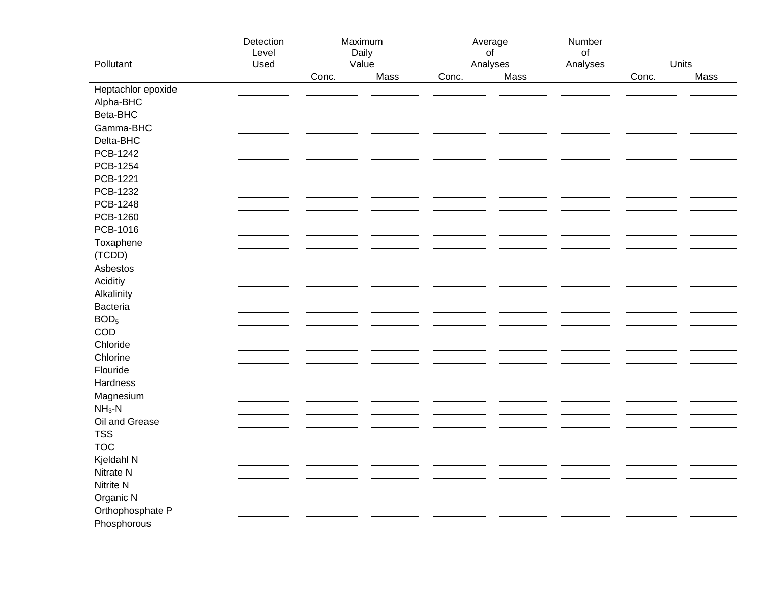| Pollutant | Detection Level Used | Maximum Daily Value | | Average of Analyses | | Number of Analyses | Units | |
|---|---|---|---|---|---|---|---|---|
| | | Conc. | Mass | Conc. | Mass | | Conc. | Mass |
| Heptachlor epoxide | | | | | | | | |
| Alpha-BHC | | | | | | | | |
| Beta-BHC | | | | | | | | |
| Gamma-BHC | | | | | | | | |
| Delta-BHC | | | | | | | | |
| PCB-1242 | | | | | | | | |
| PCB-1254 | | | | | | | | |
| PCB-1221 | | | | | | | | |
| PCB-1232 | | | | | | | | |
| PCB-1248 | | | | | | | | |
| PCB-1260 | | | | | | | | |
| PCB-1016 | | | | | | | | |
| Toxaphene | | | | | | | | |
| (TCDD) | | | | | | | | |
| Asbestos | | | | | | | | |
| Aciditiy | | | | | | | | |
| Alkalinity | | | | | | | | |
| Bacteria | | | | | | | | |
| $BOD_5$ | | | | | | | | |
| COD | | | | | | | | |
| Chloride | | | | | | | | |
| Chlorine | | | | | | | | |
| Flouride | | | | | | | | |
| Hardness | | | | | | | | |
| Magnesium | | | | | | | | |
| $NH_3$-N | | | | | | | | |
| Oil and Grease | | | | | | | | |
| TSS | | | | | | | | |
| TOC | | | | | | | | |
| Kjeldahl N | | | | | | | | |
| Nitrate N | | | | | | | | |
| Nitrite N | | | | | | | | |
| Organic N | | | | | | | | |
| Orthophosphate P | | | | | | | | |
| Phosphorous | | | | | | | | |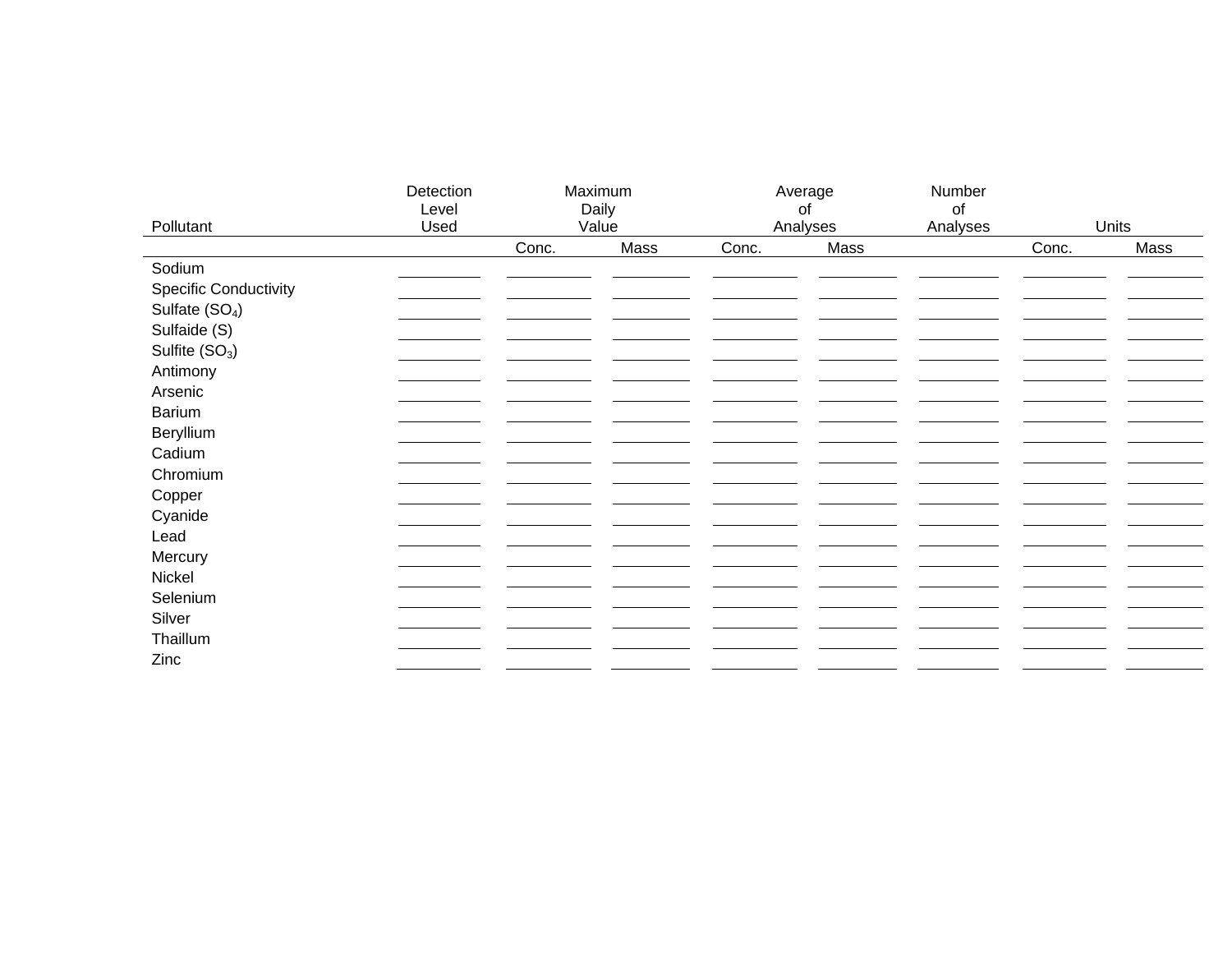| Pollutant | Detection Level Used | Maximum Daily Value | | Average of Analyses | | Number of Analyses | Units | |
|---|---|---|---|---|---|---|---|---|
| | | Conc. | Mass | Conc. | Mass | | Conc. | Mass |
| Sodium | | | | | | | | |
| Specific Conductivity | | | | | | | | |
| Sulfate ($SO_4$) | | | | | | | | |
| Sulfaide (S) | | | | | | | | |
| Sulfite ($SO_3$) | | | | | | | | |
| Antimony | | | | | | | | |
| Arsenic | | | | | | | | |
| Barium | | | | | | | | |
| Beryllium | | | | | | | | |
| Cadium | | | | | | | | |
| Chromium | | | | | | | | |
| Copper | | | | | | | | |
| Cyanide | | | | | | | | |
| Lead | | | | | | | | |
| Mercury | | | | | | | | |
| Nickel | | | | | | | | |
| Selenium | | | | | | | | |
| Silver | | | | | | | | |
| Thaillum | | | | | | | | |
| Zinc | | | | | | | | |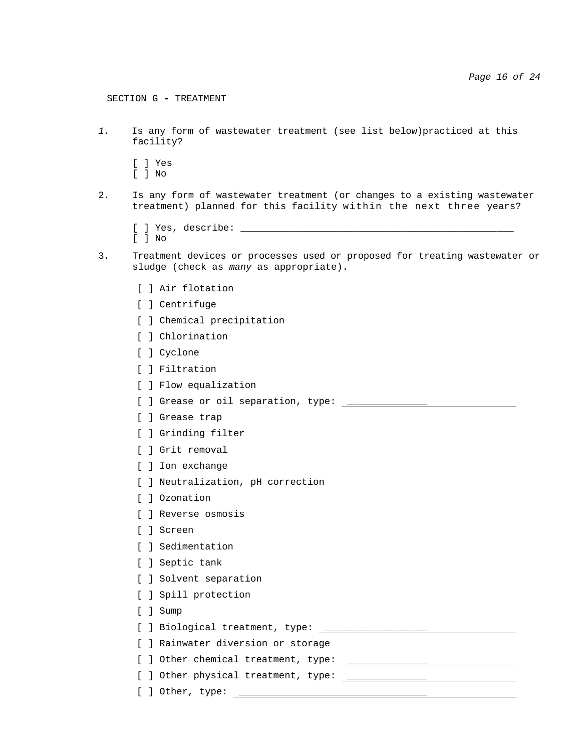## SECTION G - TREATMENT

*1.* Is any form of wastewater treatment (see list below)practiced at this facility?

[ ] Yes
[ ] No

2. Is any form of wastewater treatment (or changes to a existing wastewater treatment) planned for this facility within the next three years?

[ ] Yes, describe: ______________________________________________
[ ] No

3. Treatment devices or processes used or proposed for treating wastewater or sludge (check as *many* as appropriate).

[ ] Air flotation
[ ] Centrifuge
[ ] Chemical precipitation
[ ] Chlorination
[ ] Cyclone
[ ] Filtration
[ ] Flow equalization
[ ] Grease or oil separation, type: ______________________________
[ ] Grease trap
[ ] Grinding filter
[ ] Grit removal
[ ] Ion exchange
[ ] Neutralization, pH correction
[ ] Ozonation
[ ] Reverse osmosis
[ ] Screen
[ ] Sedimentation
[ ] Septic tank
[ ] Solvent separation
[ ] Spill protection
[ ] Sump
[ ] Biological treatment, type: ______________________________
[ ] Rainwater diversion or storage
[ ] Other chemical treatment, type: ______________________________
[ ] Other physical treatment, type: ______________________________
[ ] Other, type: ______________________________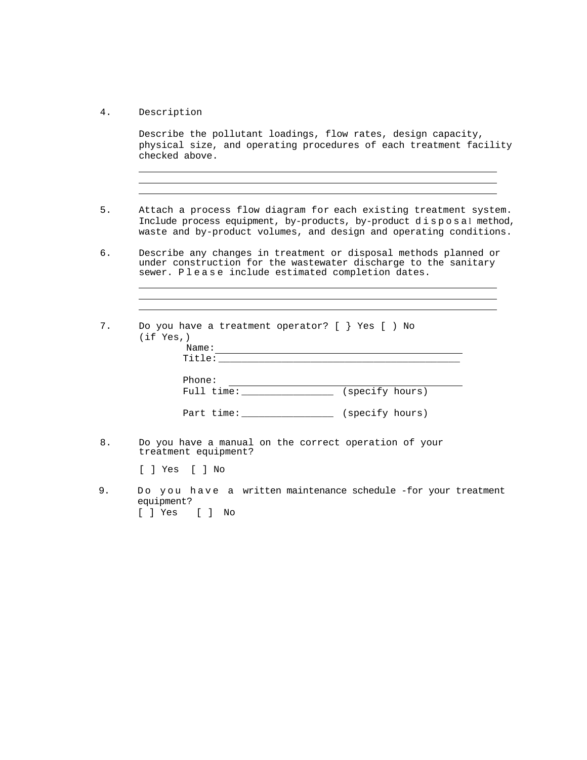4. Description

   Describe the pollutant loadings, flow rates, design capacity, physical size, and operating procedures of each treatment facility checked above.

   ______________________________________________________________
   ______________________________________________________________
   ______________________________________________________________

5. Attach a process flow diagram for each existing treatment system. Include process equipment, by-products, by-product disposal method, waste and by-product volumes, and design and operating conditions.

6. Describe any changes in treatment or disposal methods planned or under construction for the wastewater discharge to the sanitary sewer. Please include estimated completion dates.

   ______________________________________________________________
   ______________________________________________________________
   ______________________________________________________________

7. Do you have a treatment operator? [ } Yes [ ) No
   (if Yes,)

   Name:____________________________________________

   Title:____________________________________________

   Phone: __________________________________________

   Full time:________________ (specify hours)

   Part time:________________ (specify hours)

8. Do you have a manual on the correct operation of your treatment equipment?

   [ ] Yes [ ] No

9. Do you have a written maintenance schedule -for your treatment equipment?
   [ ] Yes [ ] No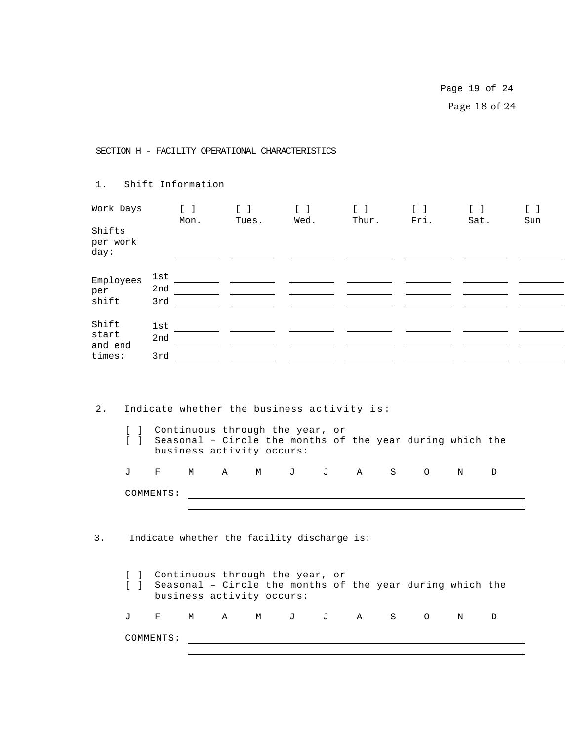## SECTION H - FACILITY OPERATIONAL CHARACTERISTICS

1. Shift Information

| | | [ ] Mon. | [ ] Tues. | [ ] Wed. | [ ] Thur. | [ ] Fri. | [ ] Sat. | [ ] Sun |
|---|---|---|---|---|---|---|---|---|
| Work Days | | | | | | | | |
| Shifts per work day: | | | | | | | | |
| Employees per shift | 1st | | | | | | | |
| | 2nd | | | | | | | |
| | 3rd | | | | | | | |
| Shift start and end times: | 1st | | | | | | | |
| | 2nd | | | | | | | |
| | 3rd | | | | | | | |

2. Indicate whether the business activity is:

   [ ] Continuous through the year, or
   [ ] Seasonal – Circle the months of the year during which the business activity occurs:

   J F M A M J J A S O N D

   COMMENTS: ______________________________________________

3. Indicate whether the facility discharge is:

   [ ] Continuous through the year, or
   [ ] Seasonal – Circle the months of the year during which the business activity occurs:

   J F M A M J J A S O N D

   COMMENTS: ______________________________________________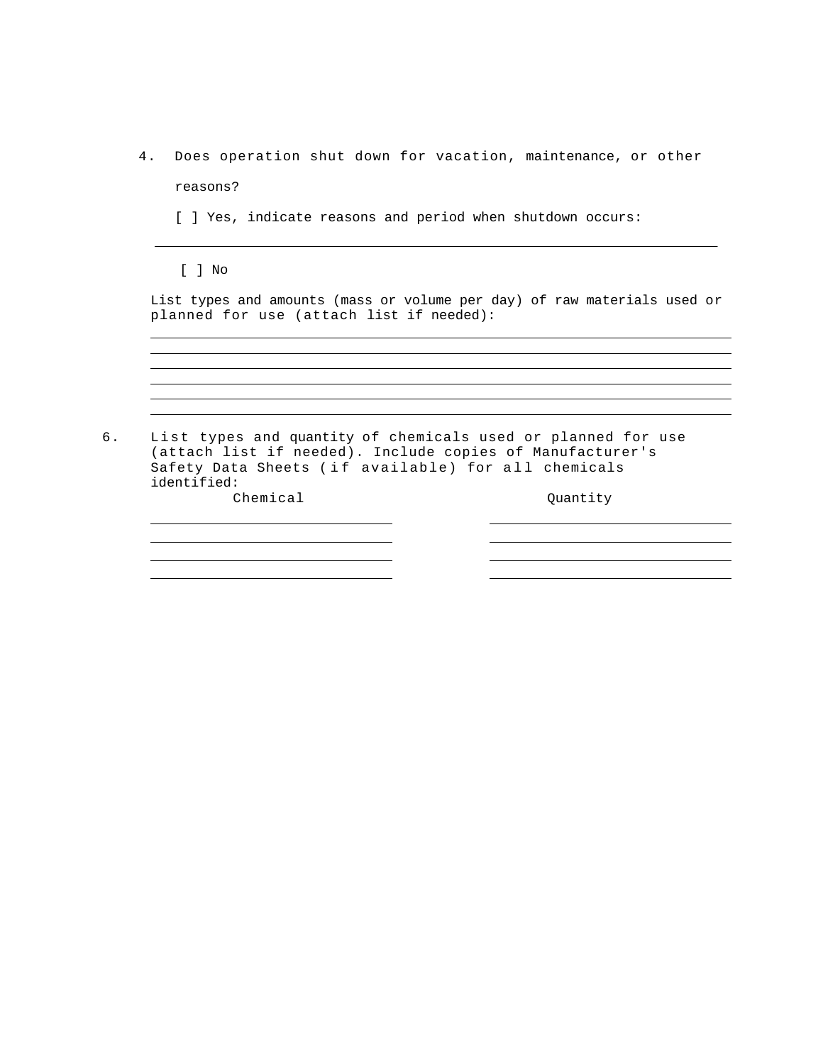4. Does operation shut down for vacation, maintenance, or other reasons?

   [ ] Yes, indicate reasons and period when shutdown occurs:

   ______________________________________________________________________

   [ ] No

   List types and amounts (mass or volume per day) of raw materials used or planned for use (attach list if needed):

   ______________________________________________________________________
   ______________________________________________________________________
   ______________________________________________________________________
   ______________________________________________________________________
   ______________________________________________________________________
   ______________________________________________________________________

6. List types and quantity of chemicals used or planned for use (attach list if needed). Include copies of Manufacturer's Safety Data Sheets (if available) for all chemicals identified:

| Chemical | Quantity |
| --- | --- |
| ______________________ | ______________________ |
| ______________________ | ______________________ |
| ______________________ | ______________________ |
| ______________________ | ______________________ |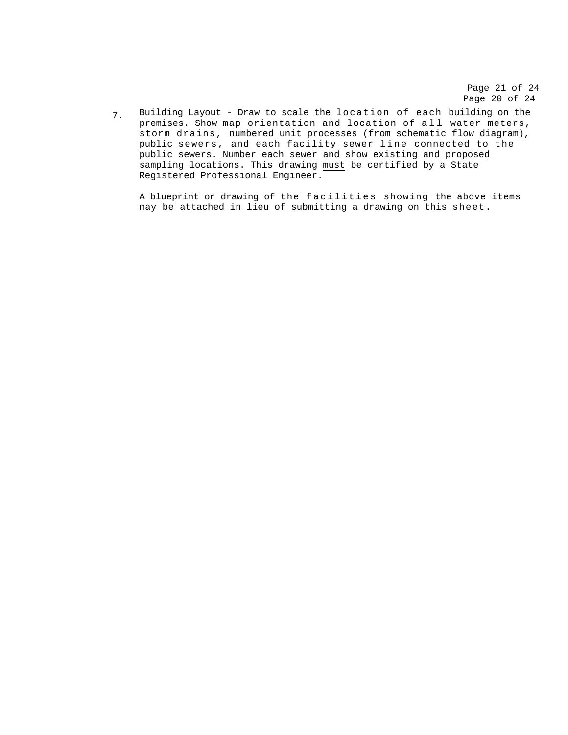7. Building Layout - Draw to scale the location of each building on the premises. Show map orientation and location of all water meters, storm drains, numbered unit processes (from schematic flow diagram), public sewers, and each facility sewer line connected to the public sewers. Number each sewer and show existing and proposed sampling locations. This drawing must be certified by a State Registered Professional Engineer.

   A blueprint or drawing of the facilities showing the above items may be attached in lieu of submitting a drawing on this sheet.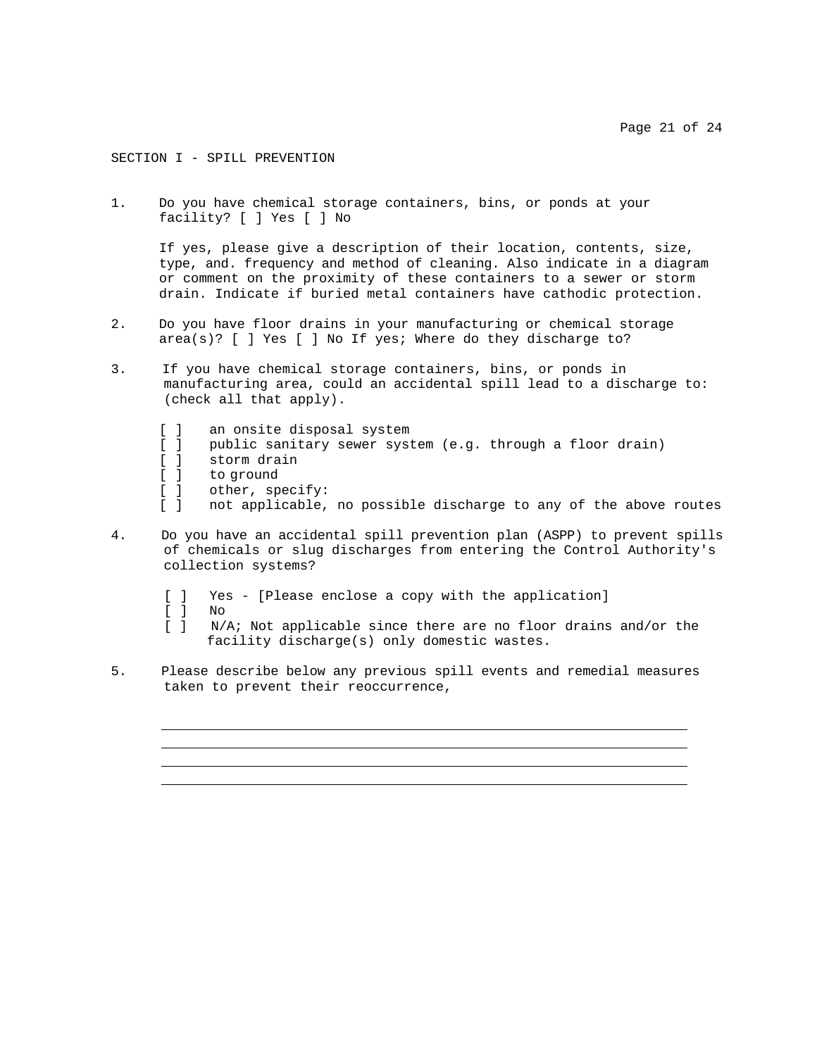## SECTION I - SPILL PREVENTION

1. Do you have chemical storage containers, bins, or ponds at your facility? [ ] Yes [ ] No

   If yes, please give a description of their location, contents, size, type, and. frequency and method of cleaning. Also indicate in a diagram or comment on the proximity of these containers to a sewer or storm drain. Indicate if buried metal containers have cathodic protection.

2. Do you have floor drains in your manufacturing or chemical storage area(s)? [ ] Yes [ ] No If yes; Where do they discharge to?

3. If you have chemical storage containers, bins, or ponds in manufacturing area, could an accidental spill lead to a discharge to: (check all that apply).

   [ ] an onsite disposal system
   [ ] public sanitary sewer system (e.g. through a floor drain)
   [ ] storm drain
   [ ] to ground
   [ ] other, specify:
   [ ] not applicable, no possible discharge to any of the above routes

4. Do you have an accidental spill prevention plan (ASPP) to prevent spills of chemicals or slug discharges from entering the Control Authority's collection systems?

   [ ] Yes - [Please enclose a copy with the application]
   [ ] No
   [ ] N/A; Not applicable since there are no floor drains and/or the facility discharge(s) only domestic wastes.

5. Please describe below any previous spill events and remedial measures taken to prevent their reoccurrence,

   ______________________________________________________________________
   ______________________________________________________________________
   ______________________________________________________________________
   ______________________________________________________________________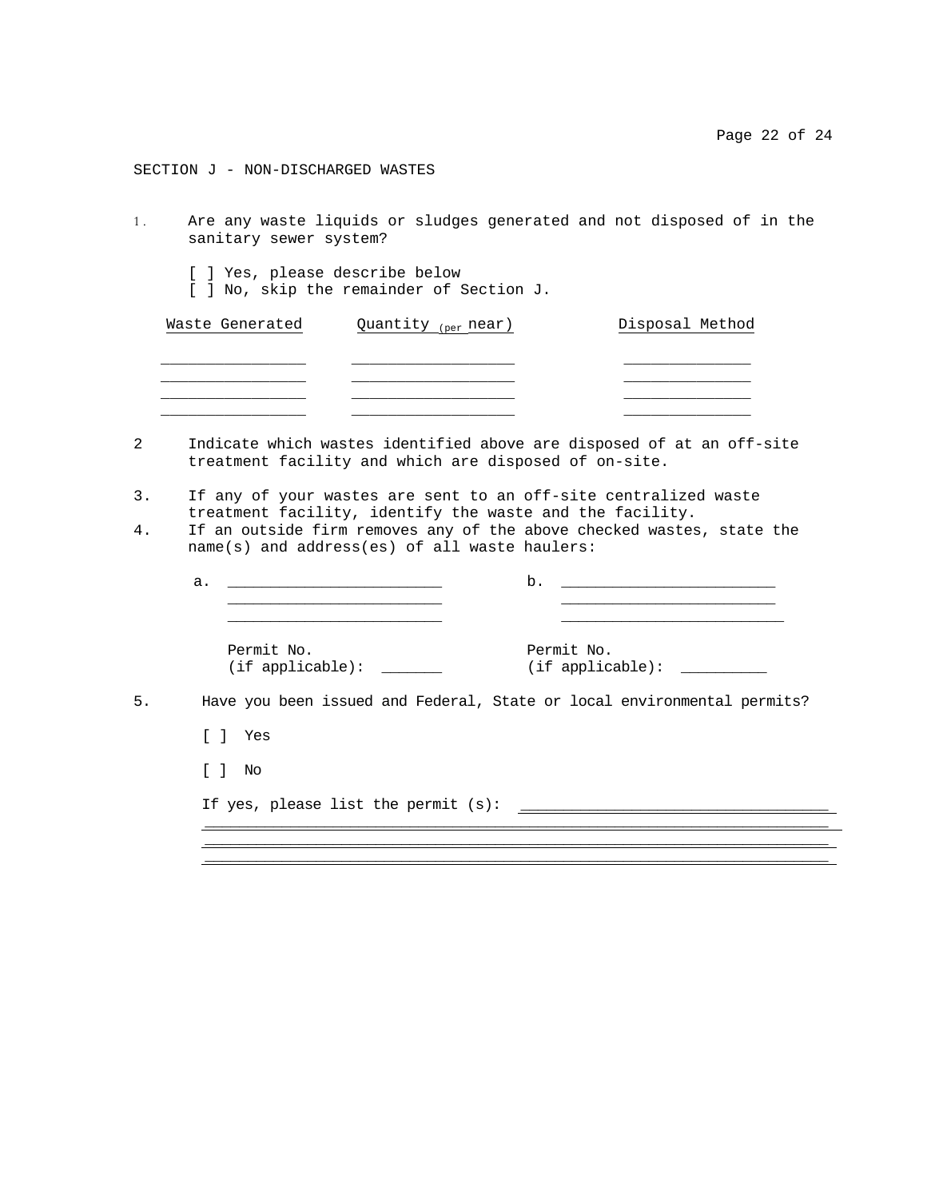## SECTION J - NON-DISCHARGED WASTES

1. Are any waste liquids or sludges generated and not disposed of in the sanitary sewer system?

   [ ] Yes, please describe below
   [ ] No, skip the remainder of Section J.

| Waste Generated | Quantity (per near) | Disposal Method |
|---|---|---|
| ________________ | __________________ | ______________ |
| ________________ | __________________ | ______________ |
| ________________ | __________________ | ______________ |
| ________________ | __________________ | ______________ |

2 Indicate which wastes identified above are disposed of at an off-site treatment facility and which are disposed of on-site.

3. If any of your wastes are sent to an off-site centralized waste treatment facility, identify the waste and the facility.

4. If an outside firm removes any of the above checked wastes, state the name(s) and address(es) of all waste haulers:

   a. ________________________
   ________________________
   ________________________

   Permit No.
   (if applicable): _______

   b. ________________________
   ________________________
   __________________________

   Permit No.
   (if applicable): __________

5. Have you been issued and Federal, State or local environmental permits?

   [ ] Yes

   [ ] No

   If yes, please list the permit (s): ____________________________________
   ________________________________________________________________________
   ________________________________________________________________________
   ________________________________________________________________________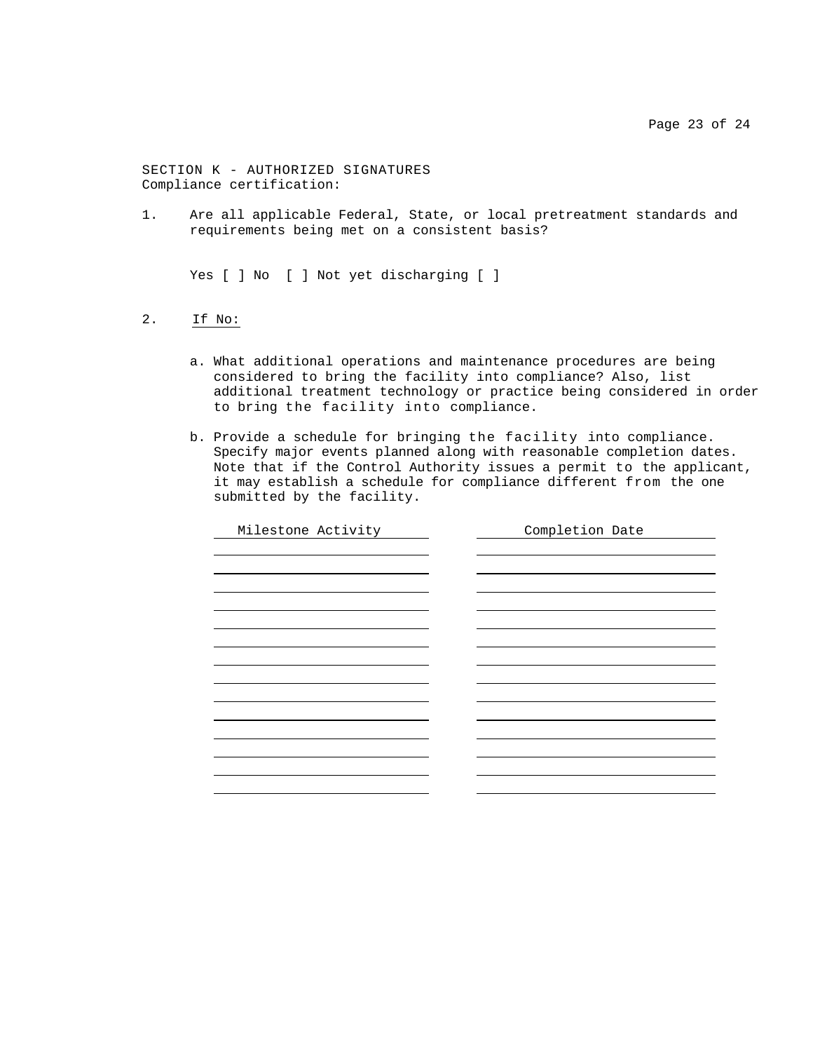## SECTION K - AUTHORIZED SIGNATURES

Compliance certification:

1. Are all applicable Federal, State, or local pretreatment standards and requirements being met on a consistent basis?

   Yes [ ] No [ ] Not yet discharging [ ]

2. <u>If No:</u>

   a. What additional operations and maintenance procedures are being considered to bring the facility into compliance? Also, list additional treatment technology or practice being considered in order to bring the facility into compliance.

   b. Provide a schedule for bringing the facility into compliance. Specify major events planned along with reasonable completion dates. Note that if the Control Authority issues a permit to the applicant, it may establish a schedule for compliance different from the one submitted by the facility.

| Milestone Activity | Completion Date |
|---|---|
| | |
| | |
| | |
| | |
| | |
| | |
| | |
| | |
| | |
| | |
| | |
| | |
| | |
| | |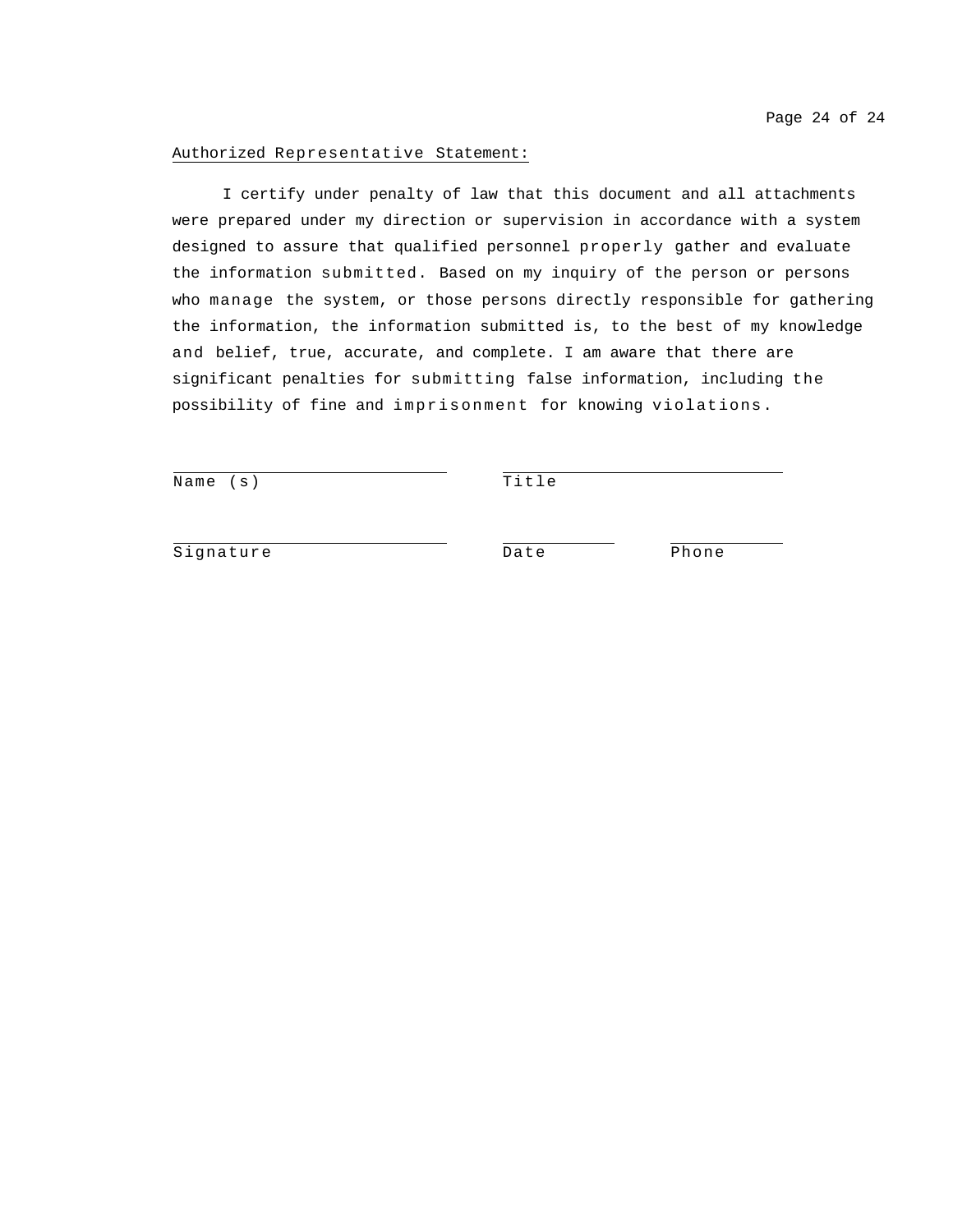<u>Authorized Representative Statement:</u>

I certify under penalty of law that this document and all attachments were prepared under my direction or supervision in accordance with a system designed to assure that qualified personnel properly gather and evaluate the information submitted. Based on my inquiry of the person or persons who manage the system, or those persons directly responsible for gathering the information, the information submitted is, to the best of my knowledge and belief, true, accurate, and complete. I am aware that there are significant penalties for submitting false information, including the possibility of fine and imprisonment for knowing violations.

| | | |
|---|---|---|
| Name (s) | Title | |
| Signature | Date | Phone |